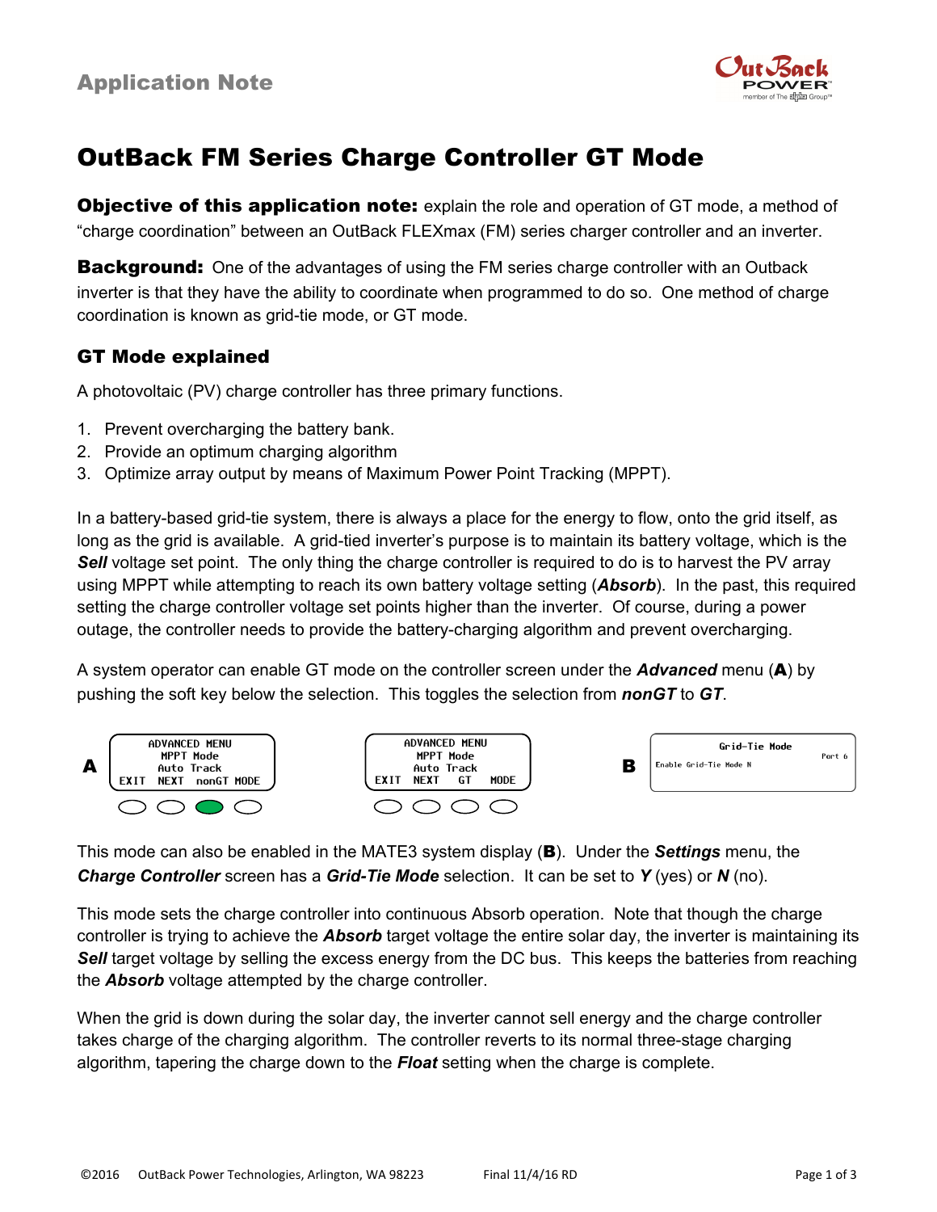Application Note

# OutBack FM Series Charge Controller GT Mode

**Objective of this application note:** explain the role and operation of GT mode, a method of "charge coordination" between an OutBack FLEXmax (FM) series charger controller and an inverter.

**Background:** One of the advantages of using the FM series charge controller with an Outback inverter is that they have the ability to coordinate when programmed to do so. One method of charge coordination is known as grid-tie mode, or GT mode.

## GT Mode explained

A photovoltaic (PV) charge controller has three primary functions.

1. Prevent overcharging the battery bank.
2. Provide an optimum charging algorithm
3. Optimize array output by means of Maximum Power Point Tracking (MPPT).

In a battery-based grid-tie system, there is always a place for the energy to flow, onto the grid itself, as long as the grid is available. A grid-tied inverter's purpose is to maintain its battery voltage, which is the ***Sell*** voltage set point. The only thing the charge controller is required to do is to harvest the PV array using MPPT while attempting to reach its own battery voltage setting (***Absorb***). In the past, this required setting the charge controller voltage set points higher than the inverter. Of course, during a power outage, the controller needs to provide the battery-charging algorithm and prevent overcharging.

A system operator can enable GT mode on the controller screen under the ***Advanced*** menu (**A**) by pushing the soft key below the selection. This toggles the selection from ***nonGT*** to ***GT***.

**A**

```
ADVANCED MENU
MPPT Mode
Auto Track
EXIT  NEXT  nonGT MODE
```

```
ADVANCED MENU
MPPT Mode
Auto Track
EXIT  NEXT   GT   MODE
```

**B**

```
Grid-Tie Mode
                         Port 6
Enable Grid-Tie Mode N
```

This mode can also be enabled in the MATE3 system display (**B**). Under the ***Settings*** menu, the ***Charge Controller*** screen has a ***Grid-Tie Mode*** selection. It can be set to ***Y*** (yes) or ***N*** (no).

This mode sets the charge controller into continuous Absorb operation. Note that though the charge controller is trying to achieve the ***Absorb*** target voltage the entire solar day, the inverter is maintaining its ***Sell*** target voltage by selling the excess energy from the DC bus. This keeps the batteries from reaching the ***Absorb*** voltage attempted by the charge controller.

When the grid is down during the solar day, the inverter cannot sell energy and the charge controller takes charge of the charging algorithm. The controller reverts to its normal three-stage charging algorithm, tapering the charge down to the ***Float*** setting when the charge is complete.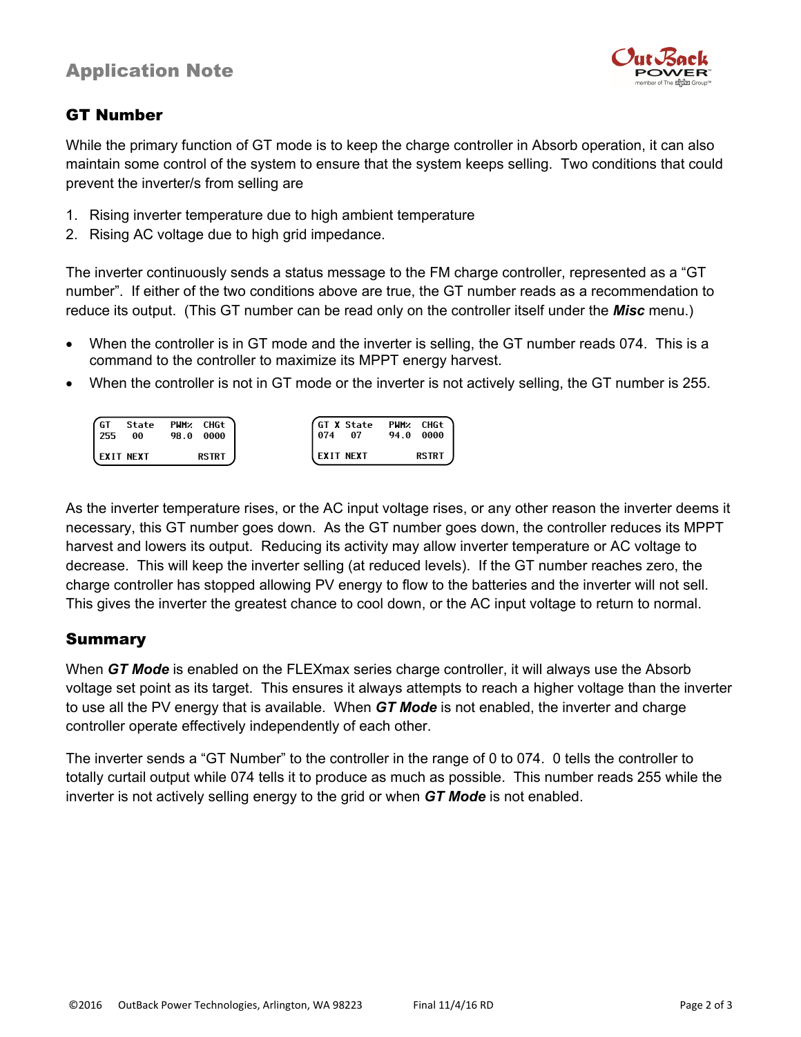## GT Number

While the primary function of GT mode is to keep the charge controller in Absorb operation, it can also maintain some control of the system to ensure that the system keeps selling. Two conditions that could prevent the inverter/s from selling are

1. Rising inverter temperature due to high ambient temperature
2. Rising AC voltage due to high grid impedance.

The inverter continuously sends a status message to the FM charge controller, represented as a "GT number". If either of the two conditions above are true, the GT number reads as a recommendation to reduce its output. (This GT number can be read only on the controller itself under the ***Misc*** menu.)

- When the controller is in GT mode and the inverter is selling, the GT number reads 074. This is a command to the controller to maximize its MPPT energy harvest.
- When the controller is not in GT mode or the inverter is not actively selling, the GT number is 255.

```
GT   State   PWM%  CHGt
255   00     98.0  0000

EXIT NEXT          RSTRT
```

```
GT X State   PWM%  CHGt
074   07     94.0  0000

EXIT NEXT          RSTRT
```

As the inverter temperature rises, or the AC input voltage rises, or any other reason the inverter deems it necessary, this GT number goes down. As the GT number goes down, the controller reduces its MPPT harvest and lowers its output. Reducing its activity may allow inverter temperature or AC voltage to decrease. This will keep the inverter selling (at reduced levels). If the GT number reaches zero, the charge controller has stopped allowing PV energy to flow to the batteries and the inverter will not sell. This gives the inverter the greatest chance to cool down, or the AC input voltage to return to normal.

## Summary

When ***GT Mode*** is enabled on the FLEXmax series charge controller, it will always use the Absorb voltage set point as its target. This ensures it always attempts to reach a higher voltage than the inverter to use all the PV energy that is available. When ***GT Mode*** is not enabled, the inverter and charge controller operate effectively independently of each other.

The inverter sends a "GT Number" to the controller in the range of 0 to 074. 0 tells the controller to totally curtail output while 074 tells it to produce as much as possible. This number reads 255 while the inverter is not actively selling energy to the grid or when ***GT Mode*** is not enabled.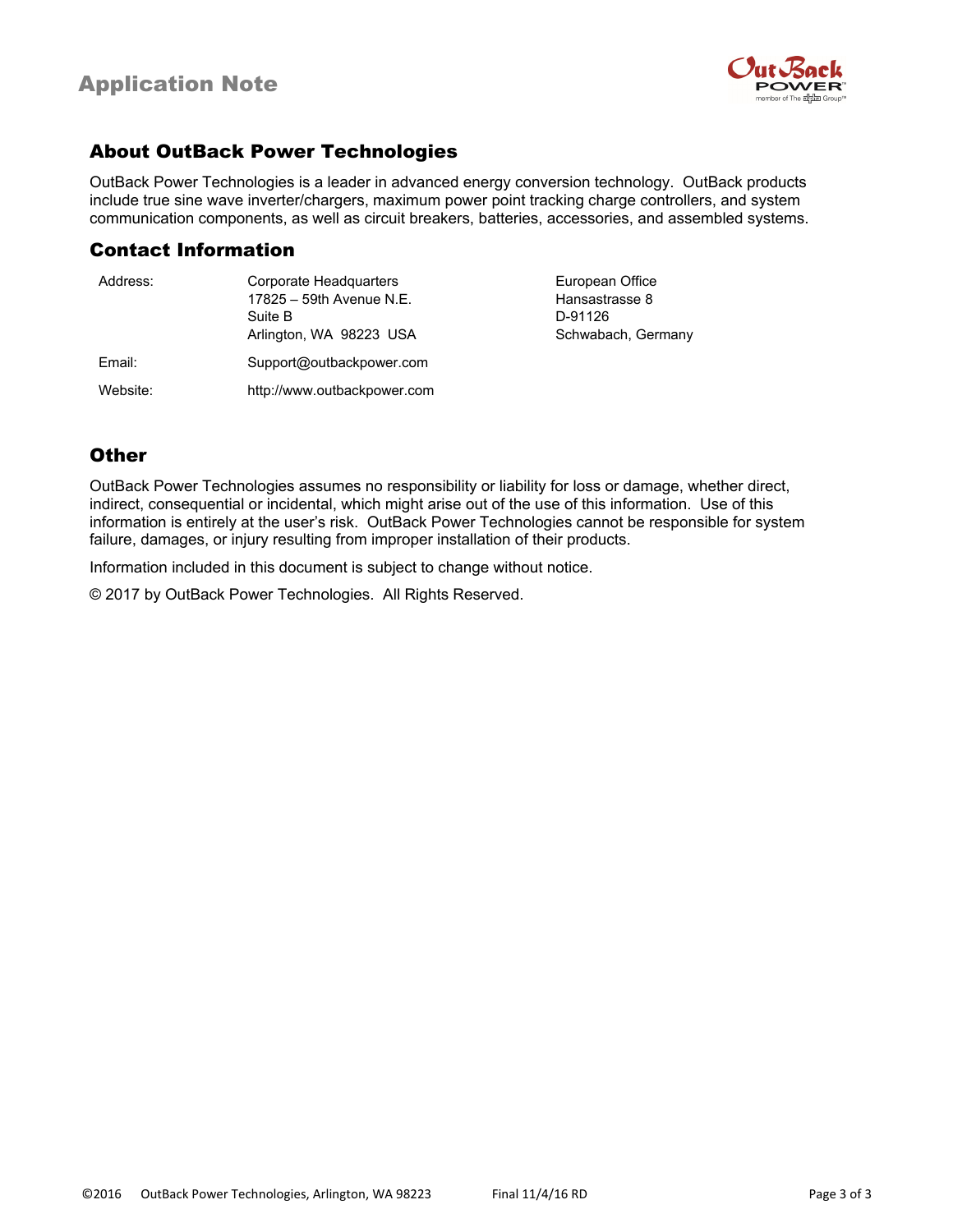## About OutBack Power Technologies

OutBack Power Technologies is a leader in advanced energy conversion technology. OutBack products include true sine wave inverter/chargers, maximum power point tracking charge controllers, and system communication components, as well as circuit breakers, batteries, accessories, and assembled systems.

## Contact Information

| | | |
|---|---|---|
| Address: | Corporate Headquarters<br>17825 – 59th Avenue N.E.<br>Suite B<br>Arlington, WA 98223 USA | European Office<br>Hansastrasse 8<br>D-91126<br>Schwabach, Germany |
| Email: | Support@outbackpower.com | |
| Website: | http://www.outbackpower.com | |

## Other

OutBack Power Technologies assumes no responsibility or liability for loss or damage, whether direct, indirect, consequential or incidental, which might arise out of the use of this information. Use of this information is entirely at the user's risk. OutBack Power Technologies cannot be responsible for system failure, damages, or injury resulting from improper installation of their products.

Information included in this document is subject to change without notice.

© 2017 by OutBack Power Technologies. All Rights Reserved.